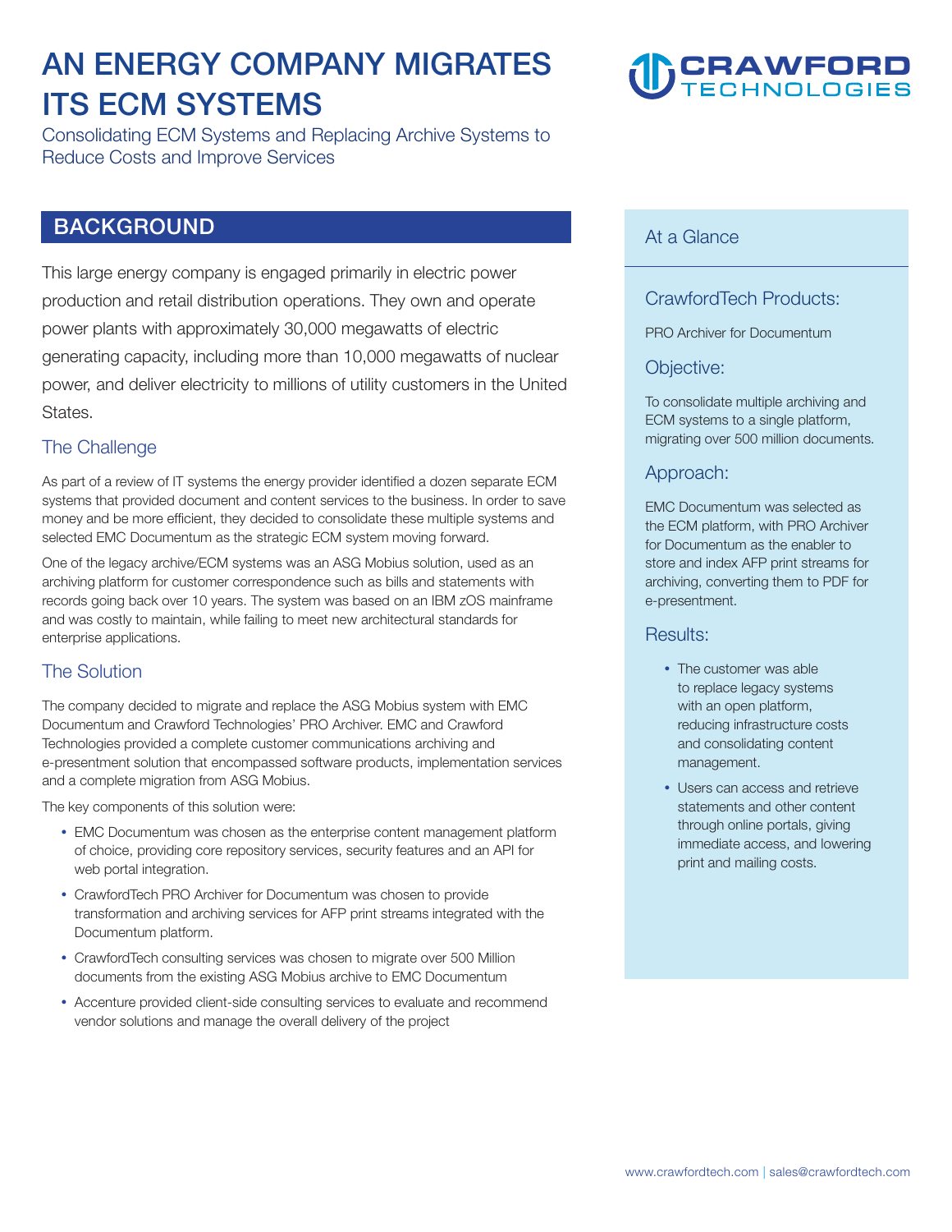# AN ENERGY COMPANY MIGRATES ITS ECM SYSTEMS

Consolidating ECM Systems and Replacing Archive Systems to Reduce Costs and Improve Services

CRAWFORD TECHNOLOGIES

## BACKGROUND

This large energy company is engaged primarily in electric power production and retail distribution operations. They own and operate power plants with approximately 30,000 megawatts of electric generating capacity, including more than 10,000 megawatts of nuclear power, and deliver electricity to millions of utility customers in the United States.

### The Challenge

As part of a review of IT systems the energy provider identified a dozen separate ECM systems that provided document and content services to the business. In order to save money and be more efficient, they decided to consolidate these multiple systems and selected EMC Documentum as the strategic ECM system moving forward.

One of the legacy archive/ECM systems was an ASG Mobius solution, used as an archiving platform for customer correspondence such as bills and statements with records going back over 10 years. The system was based on an IBM zOS mainframe and was costly to maintain, while failing to meet new architectural standards for enterprise applications.

### The Solution

The company decided to migrate and replace the ASG Mobius system with EMC Documentum and Crawford Technologies' PRO Archiver. EMC and Crawford Technologies provided a complete customer communications archiving and e-presentment solution that encompassed software products, implementation services and a complete migration from ASG Mobius.

The key components of this solution were:

- EMC Documentum was chosen as the enterprise content management platform of choice, providing core repository services, security features and an API for web portal integration.
- CrawfordTech PRO Archiver for Documentum was chosen to provide transformation and archiving services for AFP print streams integrated with the Documentum platform.
- CrawfordTech consulting services was chosen to migrate over 500 Million documents from the existing ASG Mobius archive to EMC Documentum
- Accenture provided client-side consulting services to evaluate and recommend vendor solutions and manage the overall delivery of the project

## At a Glance

### CrawfordTech Products:

PRO Archiver for Documentum

### Objective:

To consolidate multiple archiving and ECM systems to a single platform, migrating over 500 million documents.

### Approach:

EMC Documentum was selected as the ECM platform, with PRO Archiver for Documentum as the enabler to store and index AFP print streams for archiving, converting them to PDF for e-presentment.

### Results:

- The customer was able to replace legacy systems with an open platform, reducing infrastructure costs and consolidating content management.
- Users can access and retrieve statements and other content through online portals, giving immediate access, and lowering print and mailing costs.

www.crawfordtech.com | sales@crawfordtech.com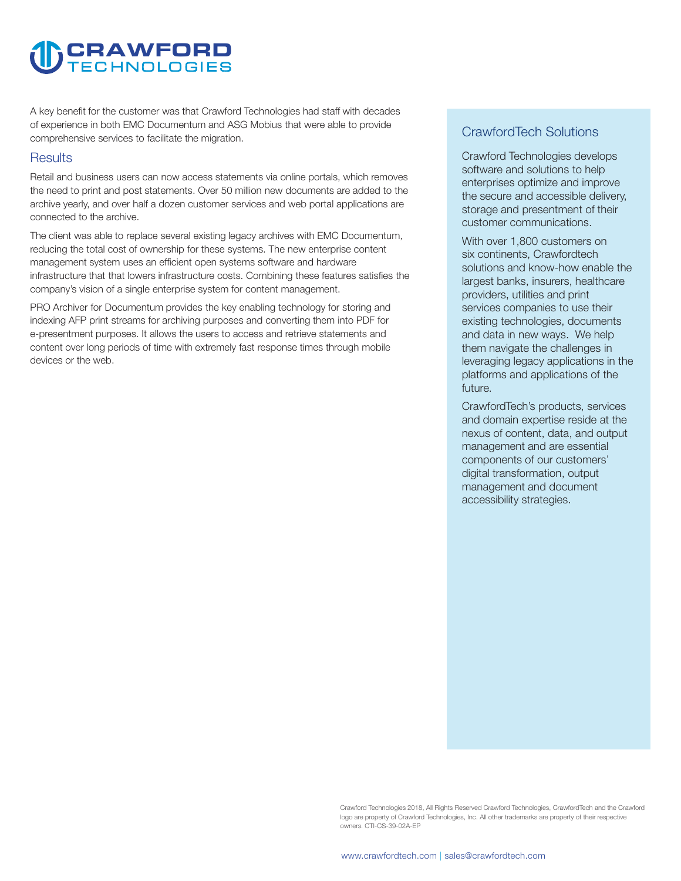A key benefit for the customer was that Crawford Technologies had staff with decades of experience in both EMC Documentum and ASG Mobius that were able to provide comprehensive services to facilitate the migration.

## Results

Retail and business users can now access statements via online portals, which removes the need to print and post statements. Over 50 million new documents are added to the archive yearly, and over half a dozen customer services and web portal applications are connected to the archive.

The client was able to replace several existing legacy archives with EMC Documentum, reducing the total cost of ownership for these systems. The new enterprise content management system uses an efficient open systems software and hardware infrastructure that that lowers infrastructure costs. Combining these features satisfies the company's vision of a single enterprise system for content management.

PRO Archiver for Documentum provides the key enabling technology for storing and indexing AFP print streams for archiving purposes and converting them into PDF for e-presentment purposes. It allows the users to access and retrieve statements and content over long periods of time with extremely fast response times through mobile devices or the web.

## CrawfordTech Solutions

Crawford Technologies develops software and solutions to help enterprises optimize and improve the secure and accessible delivery, storage and presentment of their customer communications.

With over 1,800 customers on six continents, Crawfordtech solutions and know-how enable the largest banks, insurers, healthcare providers, utilities and print services companies to use their existing technologies, documents and data in new ways. We help them navigate the challenges in leveraging legacy applications in the platforms and applications of the future.

CrawfordTech's products, services and domain expertise reside at the nexus of content, data, and output management and are essential components of our customers' digital transformation, output management and document accessibility strategies.

Crawford Technologies 2018, All Rights Reserved Crawford Technologies, CrawfordTech and the Crawford logo are property of Crawford Technologies, Inc. All other trademarks are property of their respective owners. CTI-CS-39-02A-EP

www.crawfordtech.com | sales@crawfordtech.com